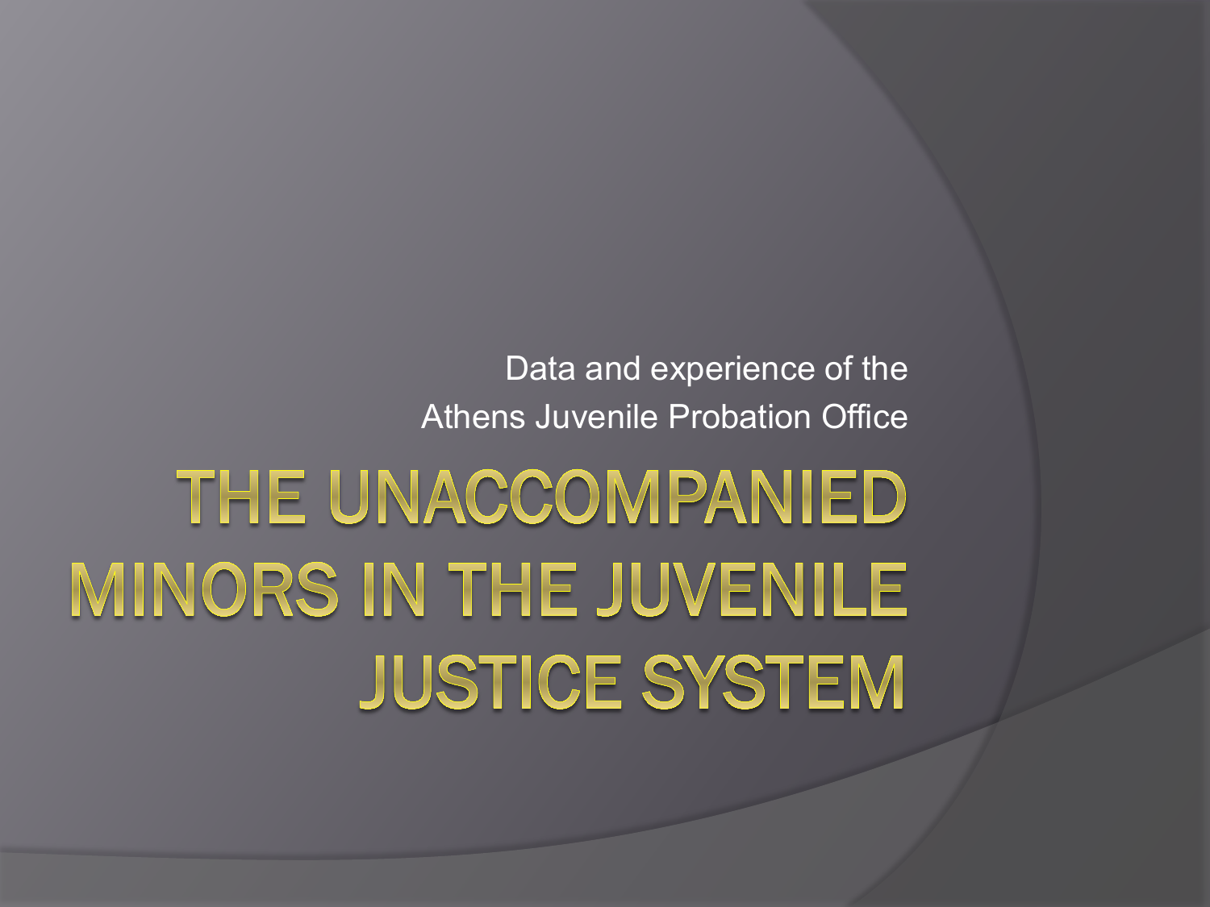Data and experience of the
Athens Juvenile Probation Office

# THE UNACCOMPANIED MINORS IN THE JUVENILE JUSTICE SYSTEM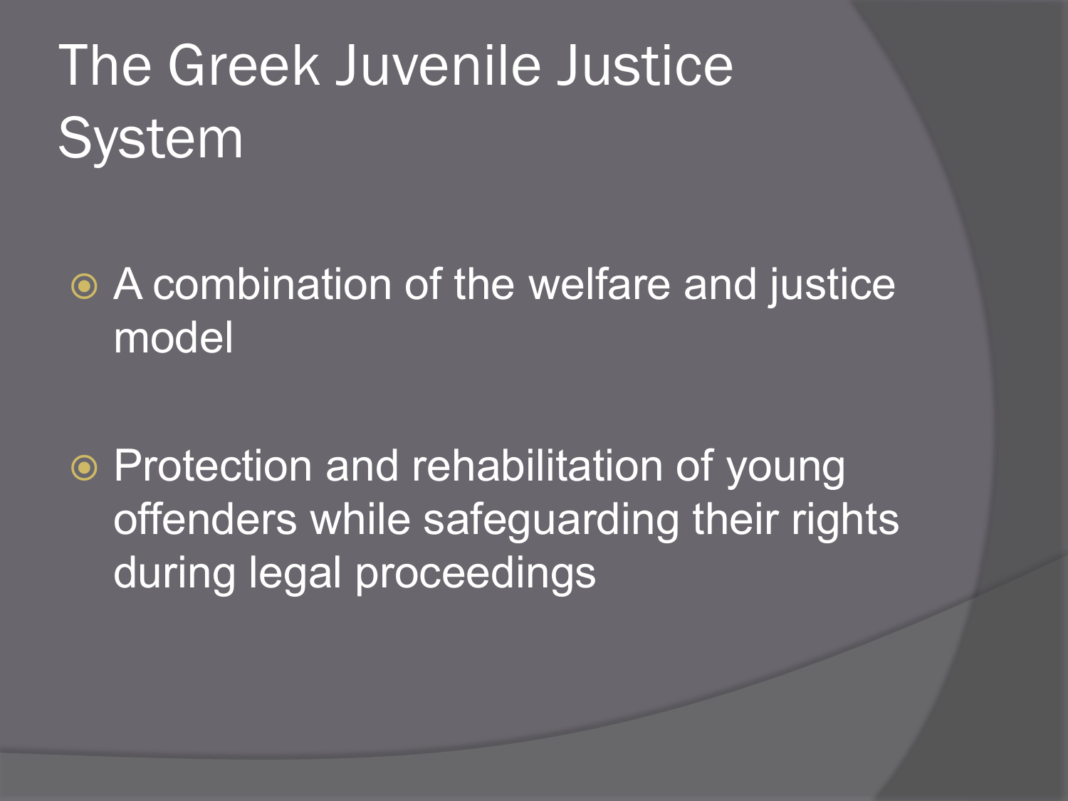# The Greek Juvenile Justice System

- A combination of the welfare and justice model
- Protection and rehabilitation of young offenders while safeguarding their rights during legal proceedings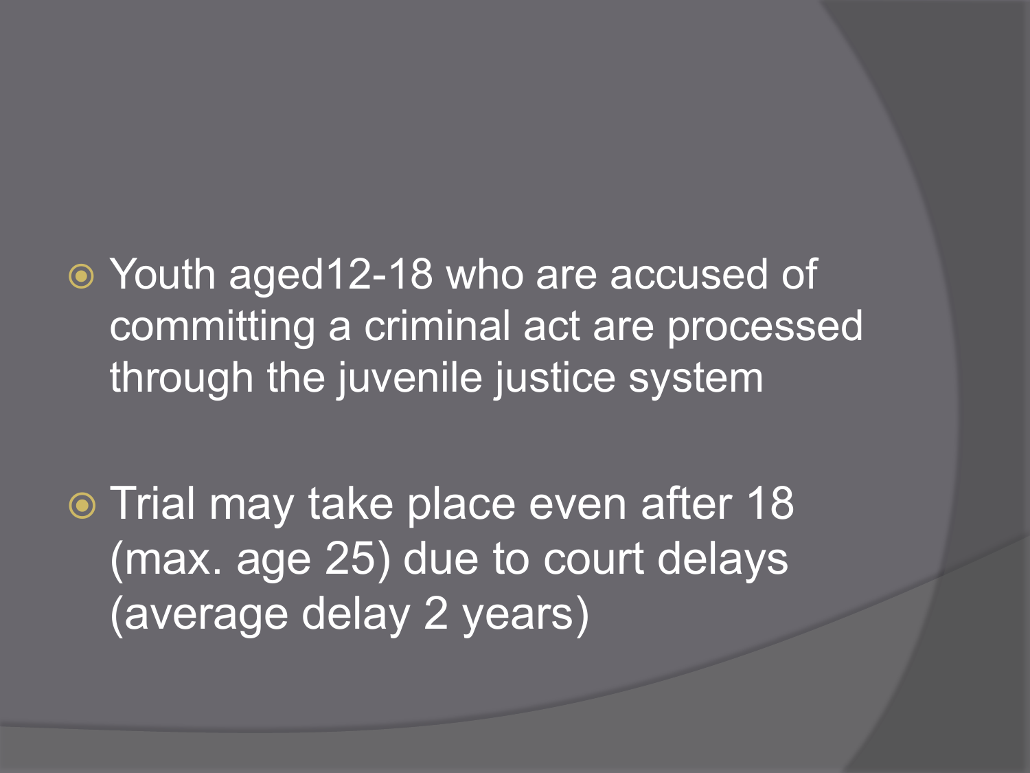- Youth aged12-18 who are accused of committing a criminal act are processed through the juvenile justice system

- Trial may take place even after 18 (max. age 25) due to court delays (average delay 2 years)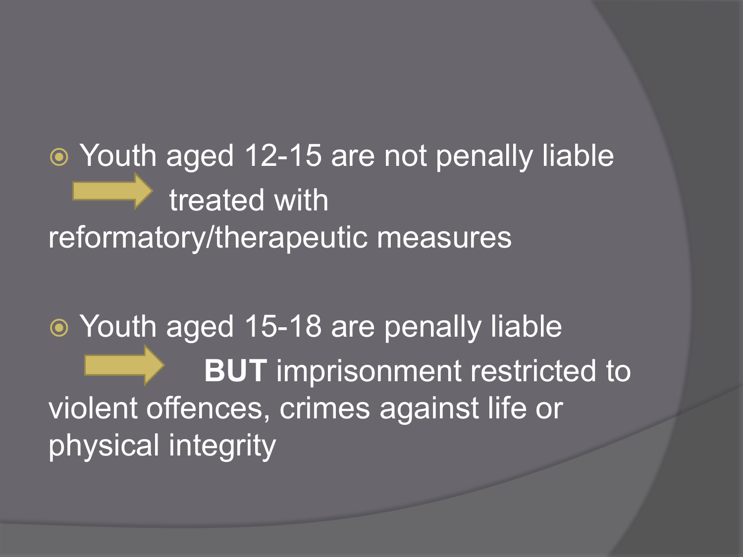- Youth aged 12-15 are not penally liable → treated with reformatory/therapeutic measures

- Youth aged 15-18 are penally liable → **BUT** imprisonment restricted to violent offences, crimes against life or physical integrity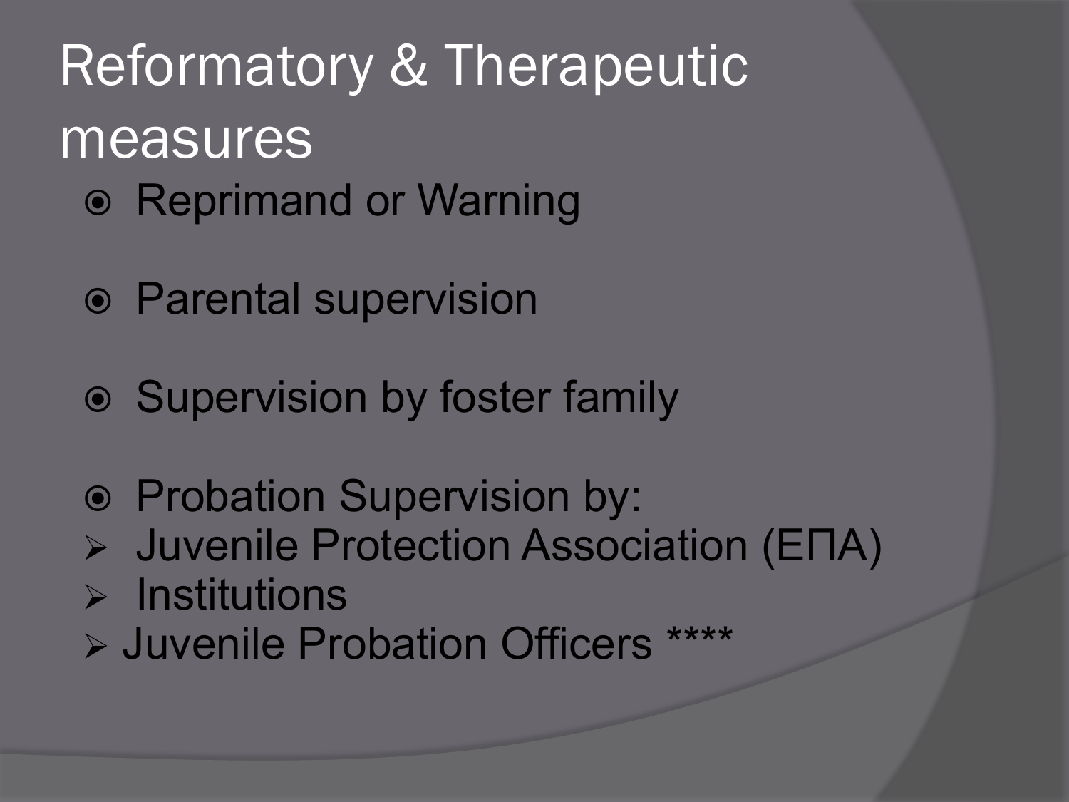# Reformatory & Therapeutic measures

- Reprimand or Warning
- Parental supervision
- Supervision by foster family
- Probation Supervision by:
  - Juvenile Protection Association (ΕΠΑ)
  - Institutions
  - Juvenile Probation Officers ****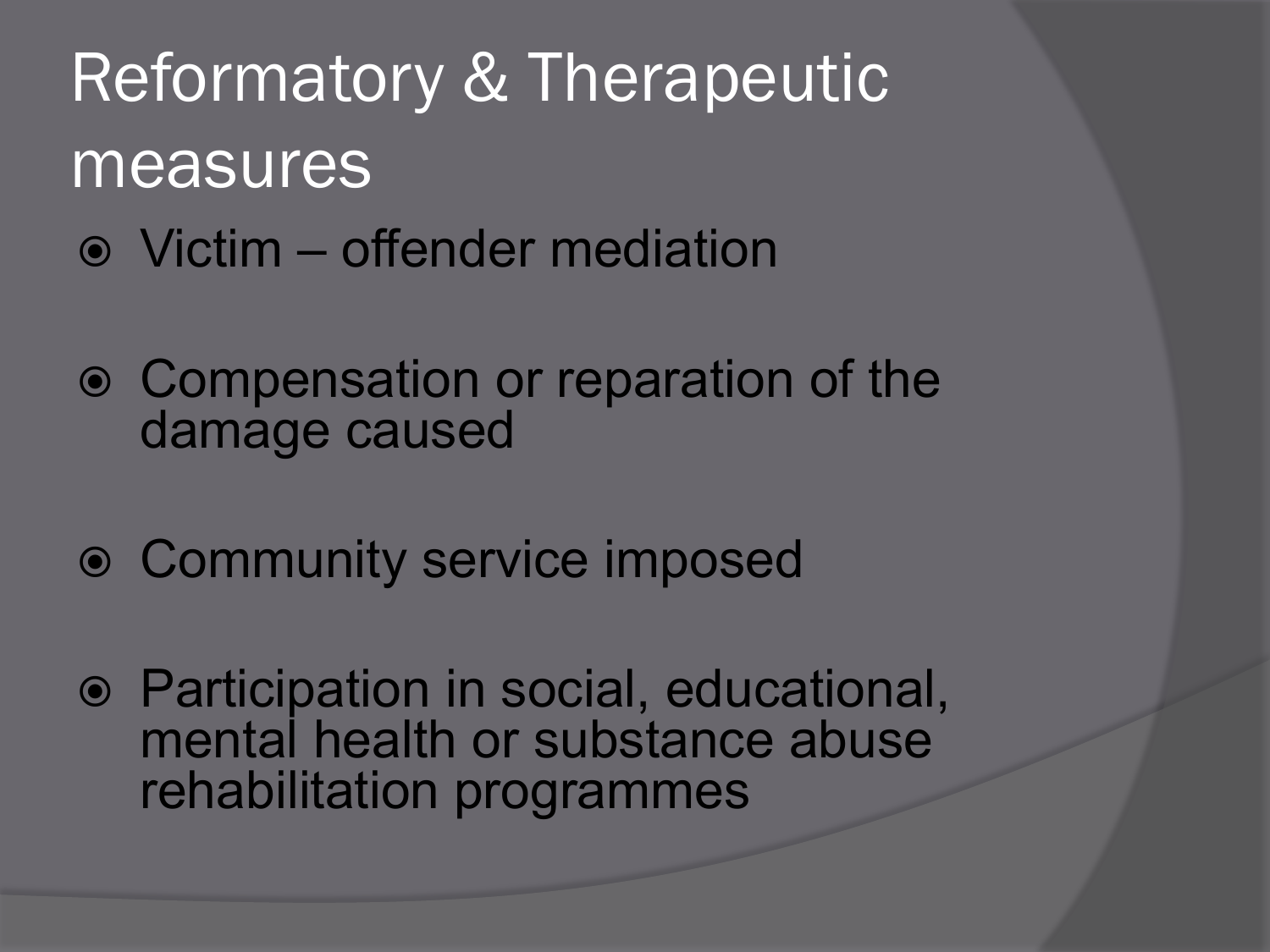# Reformatory & Therapeutic measures

- Victim – offender mediation
- Compensation or reparation of the damage caused
- Community service imposed
- Participation in social, educational, mental health or substance abuse rehabilitation programmes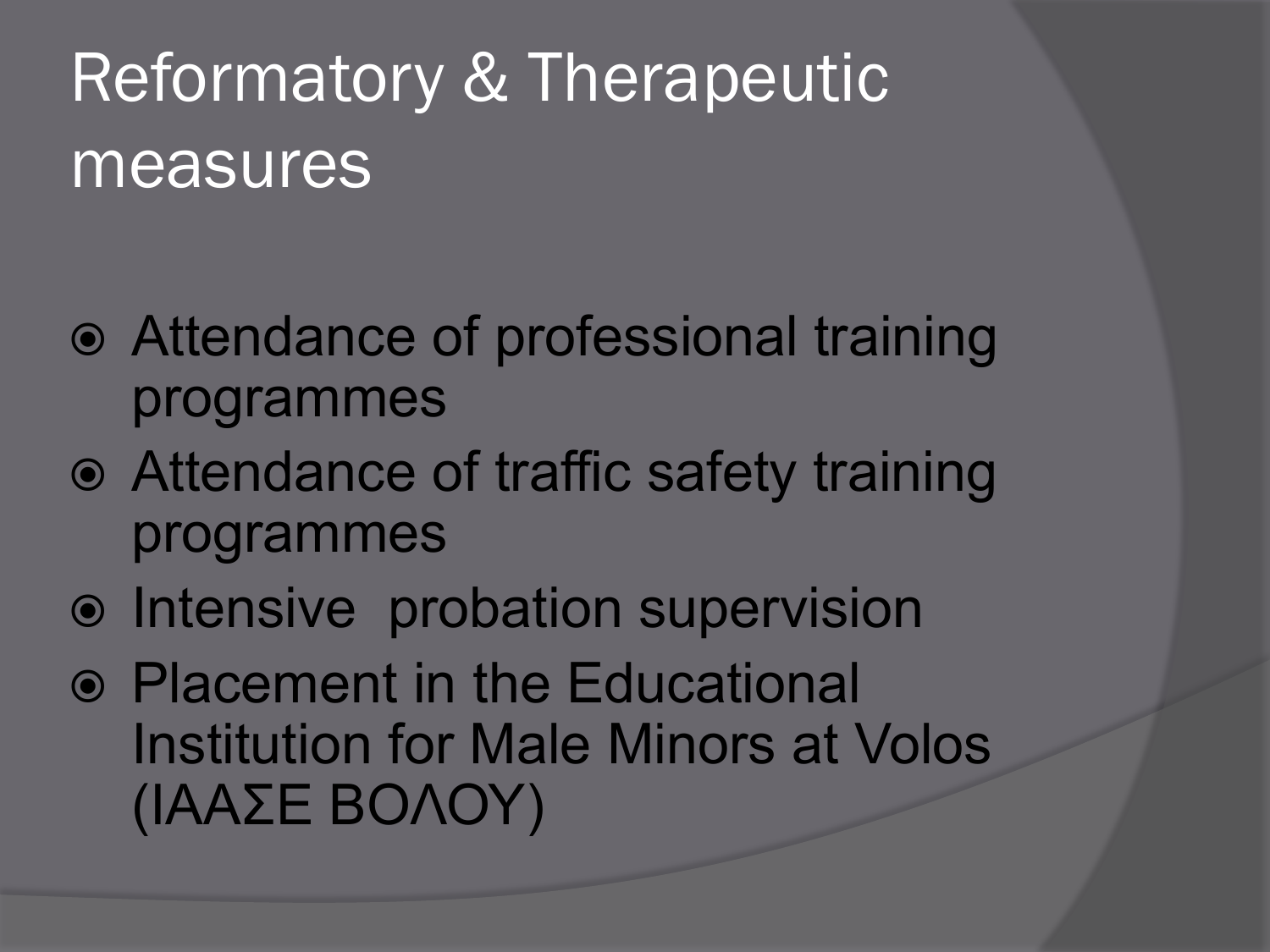# Reformatory & Therapeutic measures

- Attendance of professional training programmes
- Attendance of traffic safety training programmes
- Intensive probation supervision
- Placement in the Educational Institution for Male Minors at Volos (ΙΑΑΣΕ ΒΟΛΟΥ)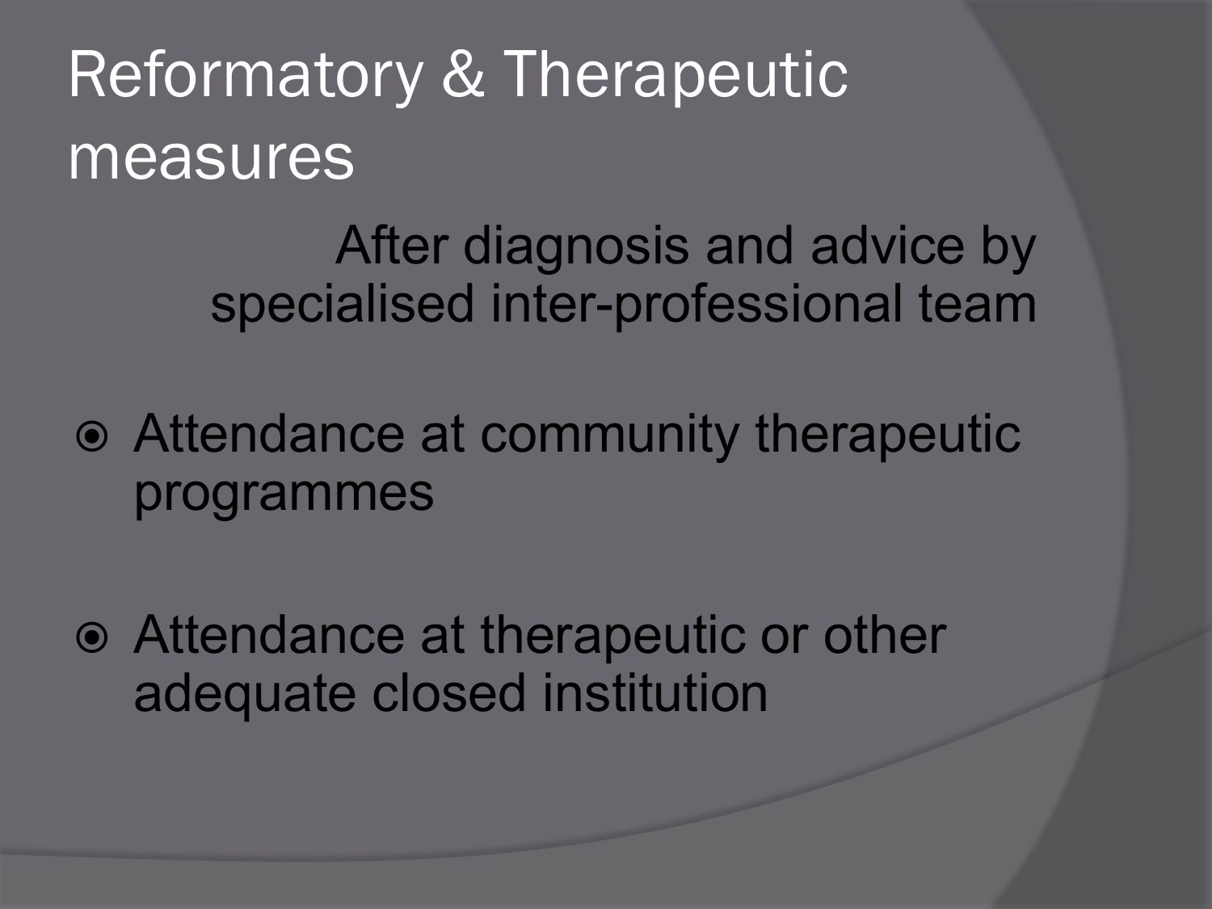# Reformatory & Therapeutic measures

After diagnosis and advice by specialised inter-professional team

- Attendance at community therapeutic programmes
- Attendance at therapeutic or other adequate closed institution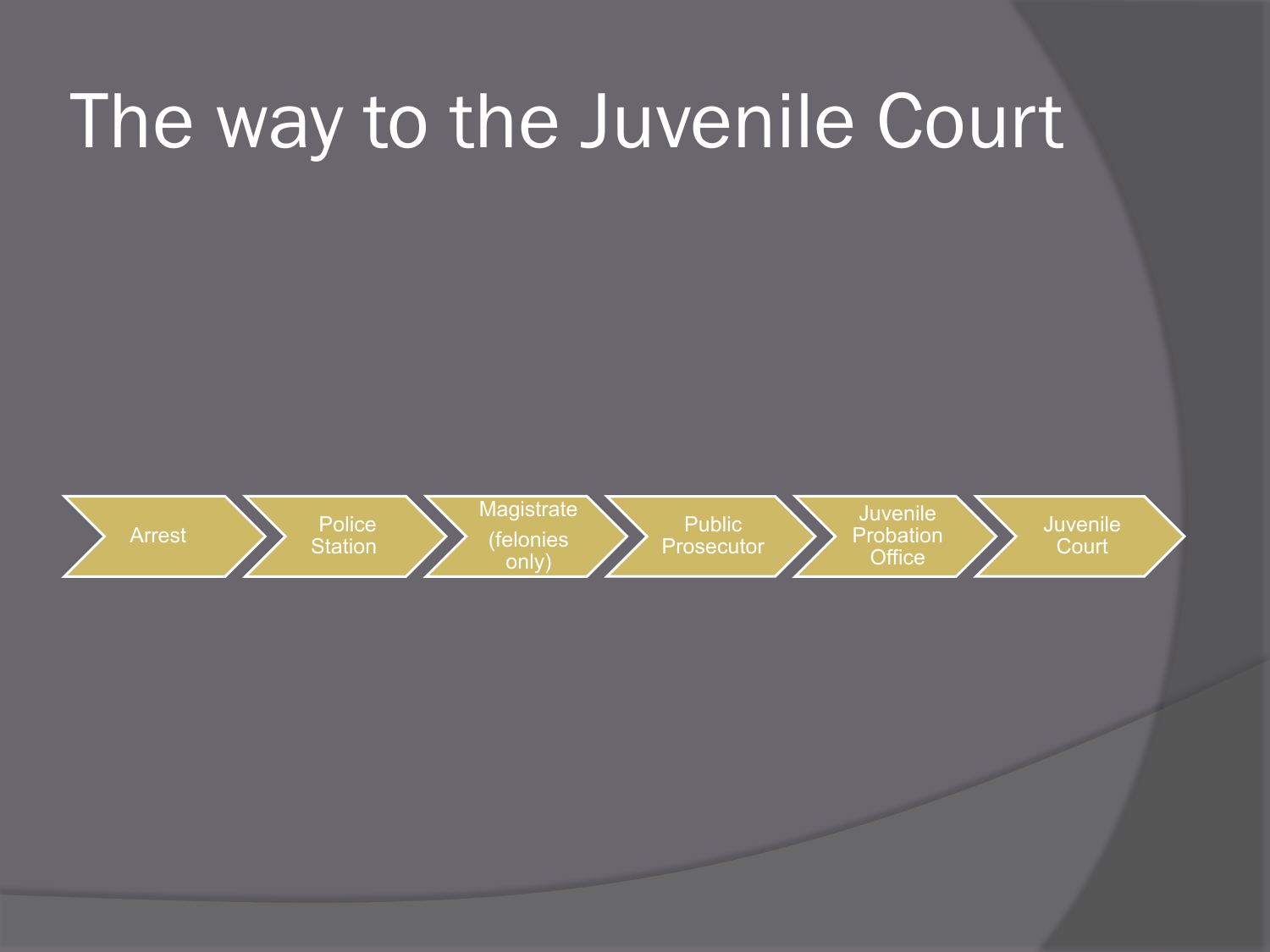# The way to the Juvenile Court

Arrest → Police Station → Magistrate (felonies only) → Public Prosecutor → Juvenile Probation Office → Juvenile Court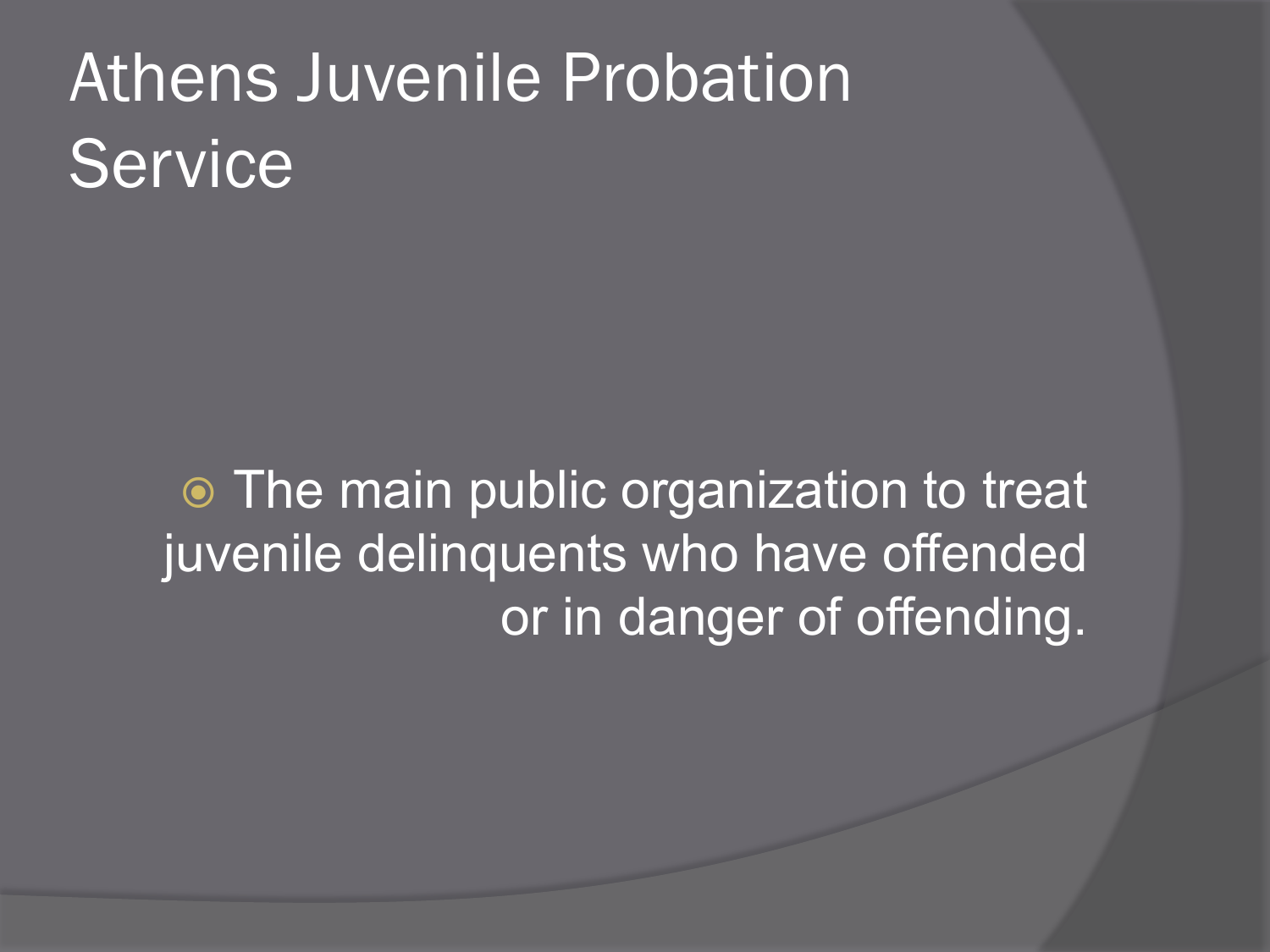# Athens Juvenile Probation Service

- The main public organization to treat juvenile delinquents who have offended or in danger of offending.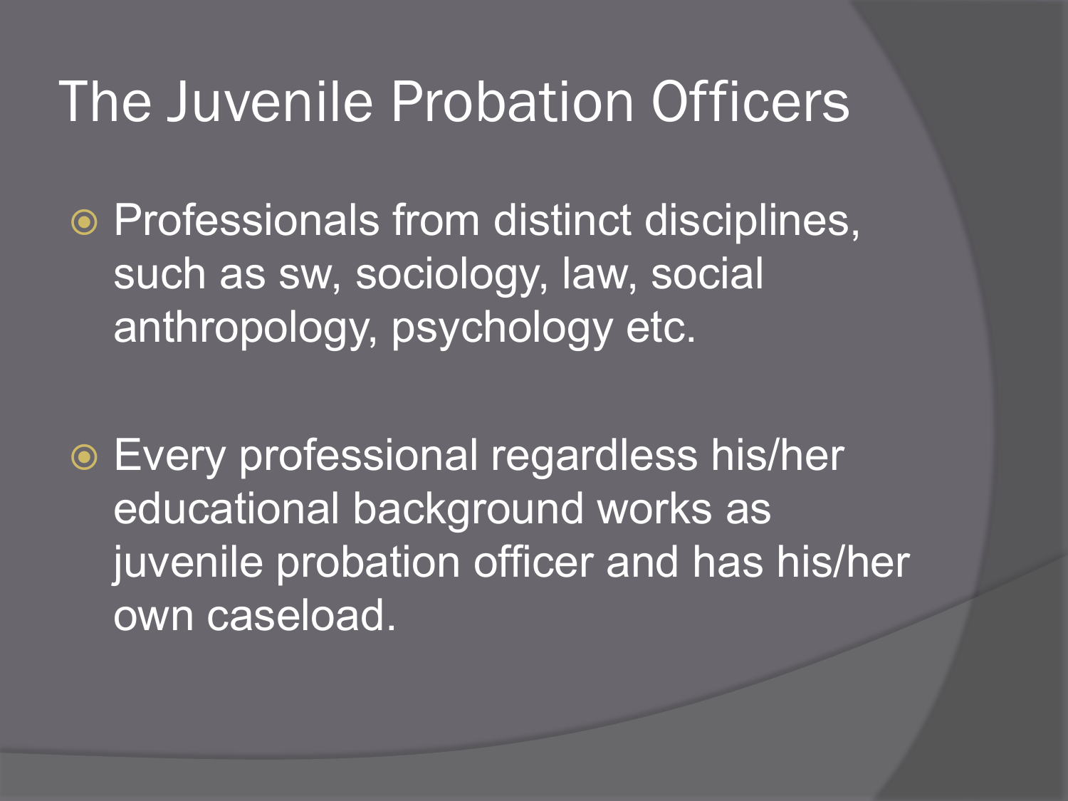# The Juvenile Probation Officers

- Professionals from distinct disciplines, such as sw, sociology, law, social anthropology, psychology etc.

- Every professional regardless his/her educational background works as juvenile probation officer and has his/her own caseload.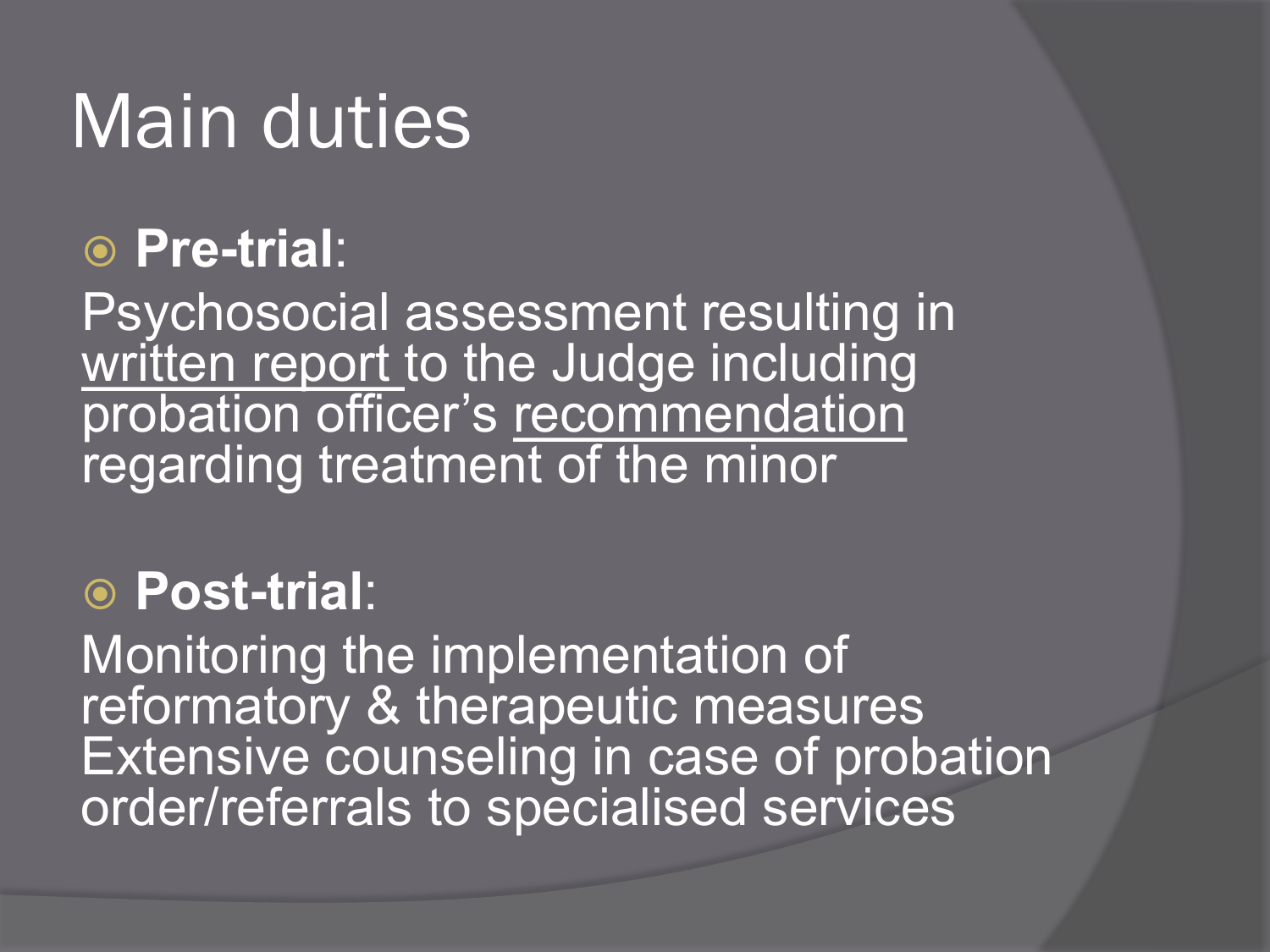# Main duties

- **Pre-trial**:

Psychosocial assessment resulting in <u>written report</u> to the Judge including probation officer's <u>recommendation</u> regarding treatment of the minor

- **Post-trial**:

Monitoring the implementation of reformatory & therapeutic measures
Extensive counseling in case of probation order/referrals to specialised services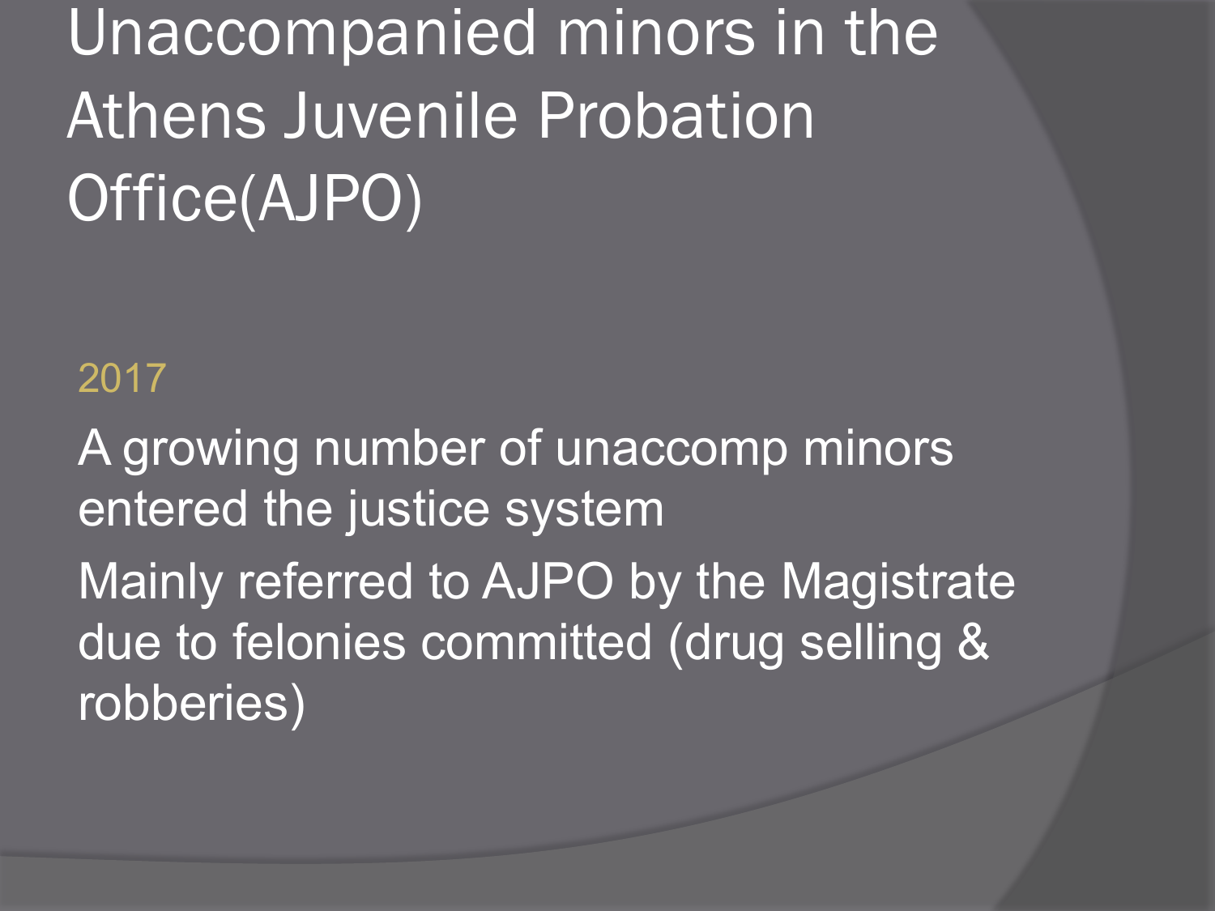# Unaccompanied minors in the Athens Juvenile Probation Office(AJPO)

2017

A growing number of unaccomp minors entered the justice system

Mainly referred to AJPO by the Magistrate due to felonies committed (drug selling & robberies)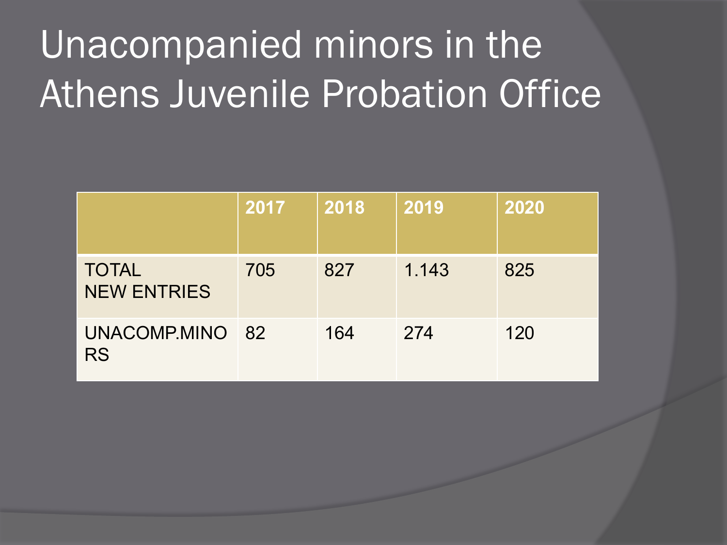# Unacompanied minors in the Athens Juvenile Probation Office

| | 2017 | 2018 | 2019 | 2020 |
|---|---|---|---|---|
| TOTAL NEW ENTRIES | 705 | 827 | 1.143 | 825 |
| UNACOMP.MINORS | 82 | 164 | 274 | 120 |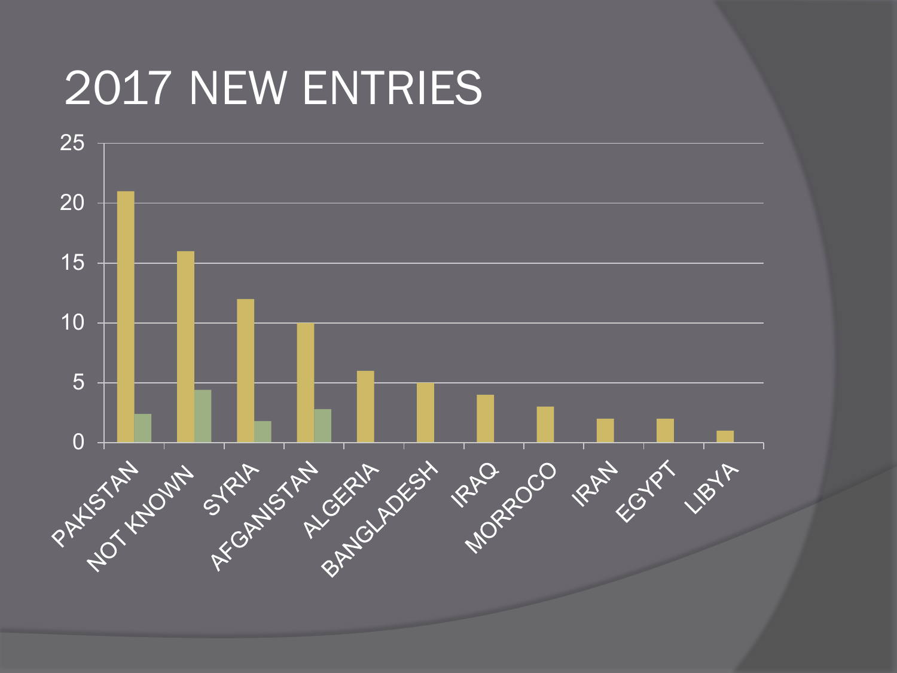# 2017 NEW ENTRIES

| Country | Series 1 | Series 2 |
|---|---|---|
| PAKISTAN | 21 | 2.4 |
| NOT KNOWN | 16 | 4.4 |
| SYRIA | 12 | 1.8 |
| AFGANISTAN | 10 | 2.8 |
| ALGERIA | 6 | |
| BANGLADESH | 5 | |
| IRAQ | 4 | |
| MORROCO | 3 | |
| IRAN | 2 | |
| EGYPT | 2 | |
| LIBYA | 1 | |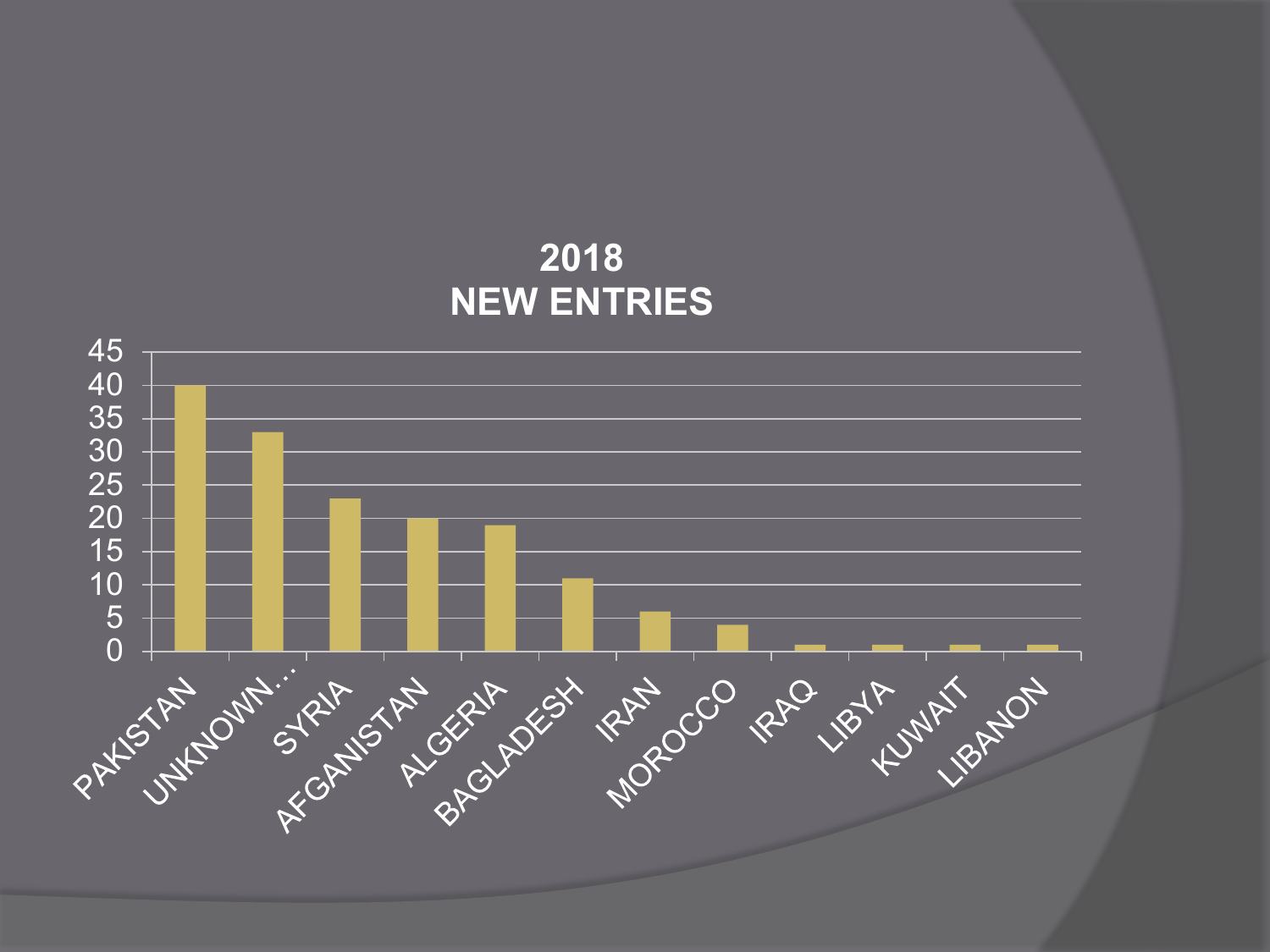## 2018
## NEW ENTRIES

| Country | New entries |
|---|---|
| PAKISTAN | 40 |
| UNKNOWN... | 33 |
| SYRIA | 23 |
| AFGANISTAN | 20 |
| ALGERIA | 19 |
| BAGLADESH | 11 |
| IRAN | 6 |
| MOROCCO | 4 |
| IRAQ | 1 |
| LIBYA | 1 |
| KUWAIT | 1 |
| LIBANON | 1 |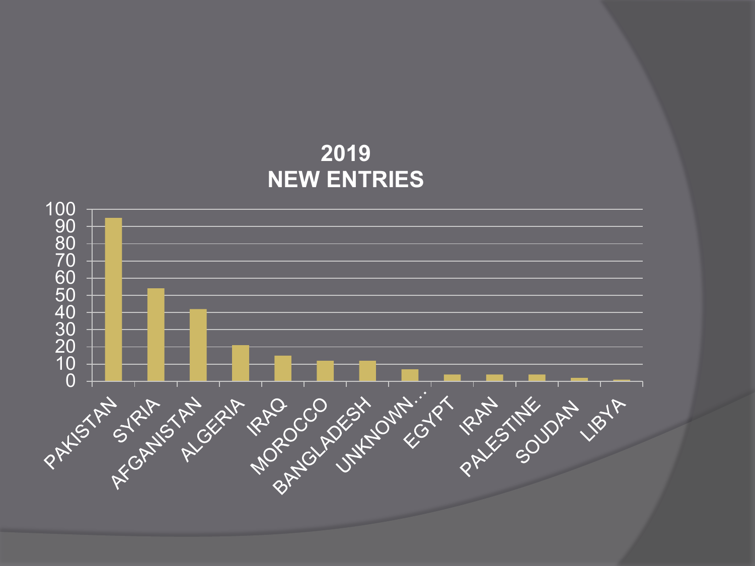## 2019
## NEW ENTRIES

| Country | New entries |
| --- | --- |
| PAKISTAN | 95 |
| SYRIA | 54 |
| AFGANISTAN | 42 |
| ALGERIA | 21 |
| IRAQ | 15 |
| MOROCCO | 12 |
| BANGLADESH | 12 |
| UNKNOWN… | 7 |
| EGYPT | 4 |
| IRAN | 4 |
| PALESTINE | 4 |
| SOUDAN | 2 |
| LIBYA | 1 |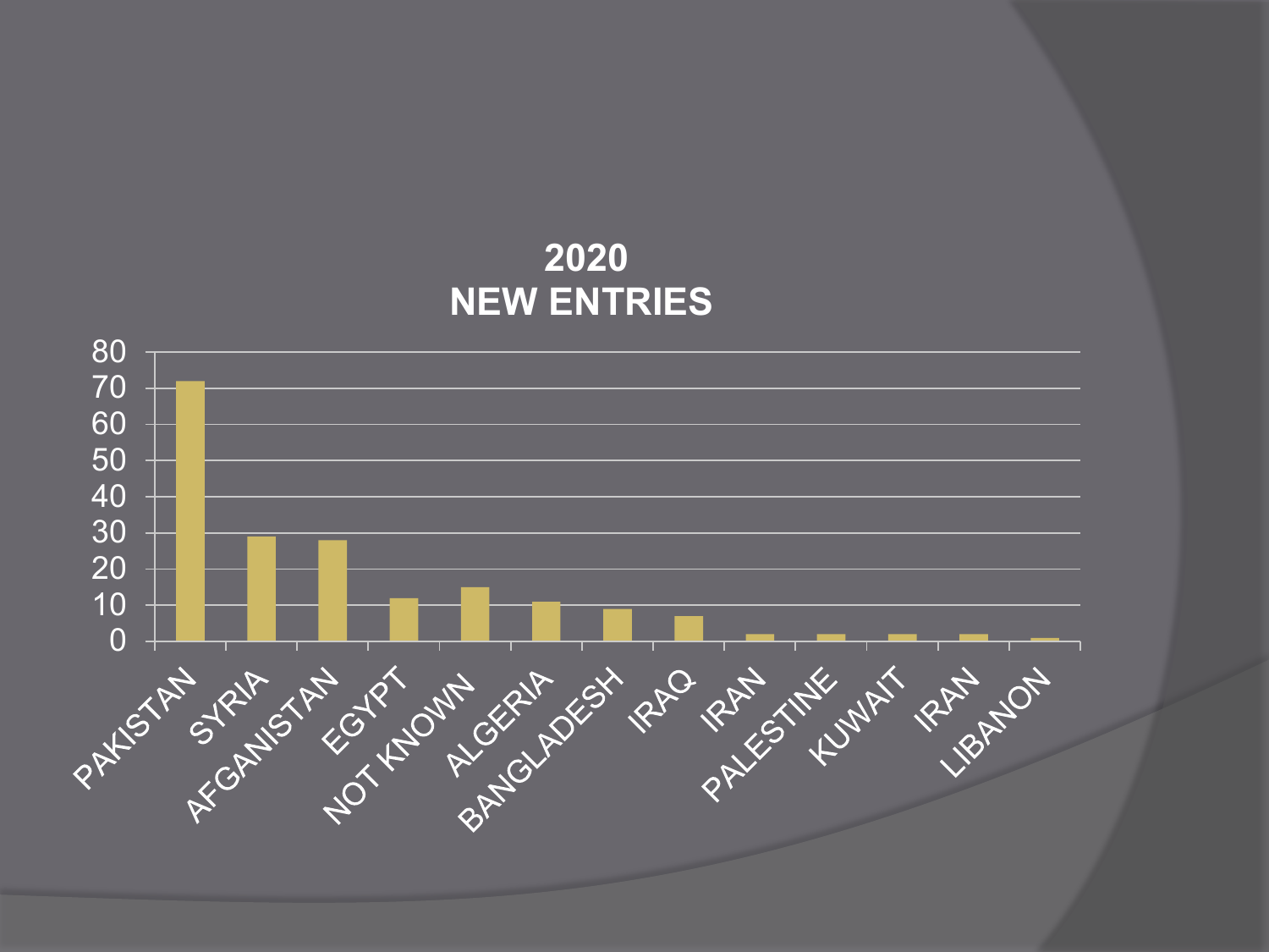## 2020
## NEW ENTRIES

| Country | New entries |
|---|---|
| PAKISTAN | 72 |
| SYRIA | 29 |
| AFGANISTAN | 28 |
| EGYPT | 12 |
| NOT KNOWN | 15 |
| ALGERIA | 11 |
| BANGLADESH | 9 |
| IRAQ | 7 |
| IRAN | 2 |
| PALESTINE | 2 |
| KUWAIT | 2 |
| IRAN | 2 |
| LIBANON | 1 |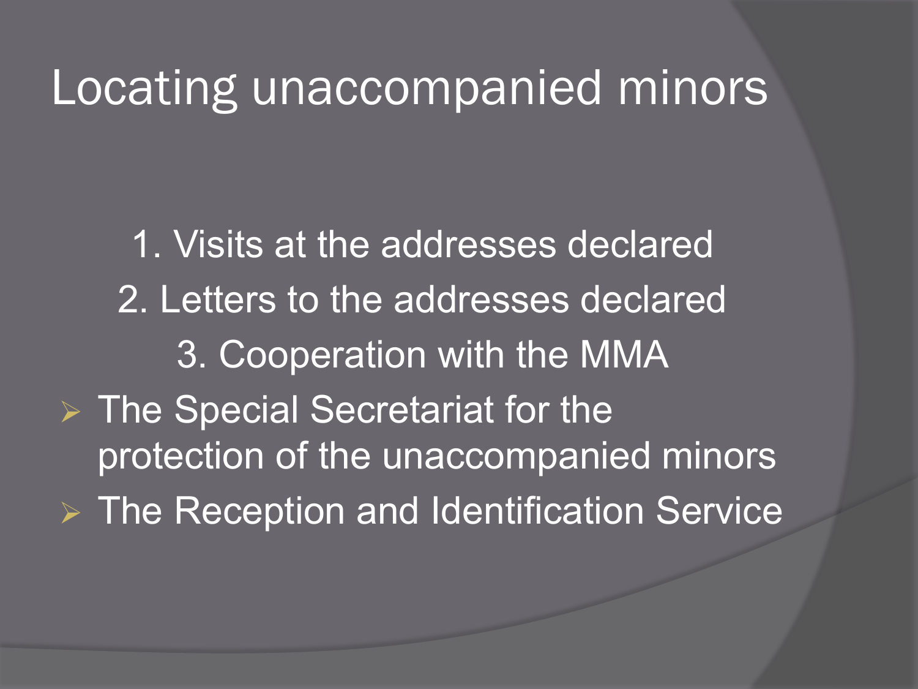# Locating unaccompanied minors

1. Visits at the addresses declared
2. Letters to the addresses declared
3. Cooperation with the MMA

- The Special Secretariat for the protection of the unaccompanied minors
- The Reception and Identification Service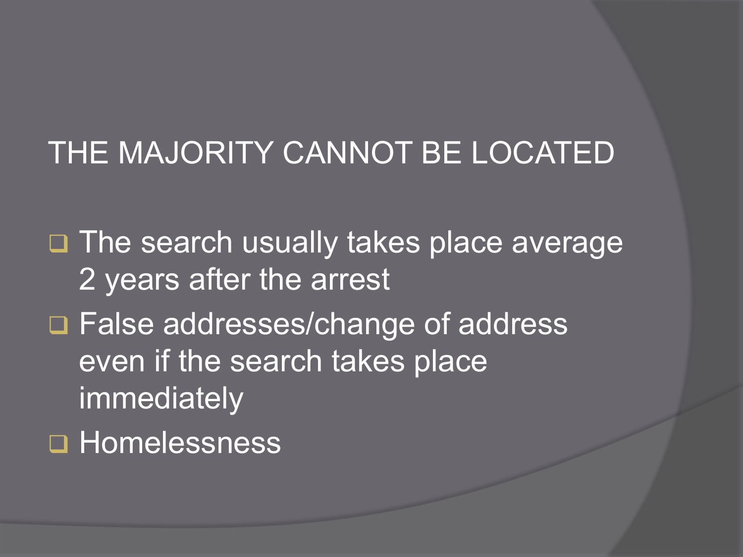## THE MAJORITY CANNOT BE LOCATED

- The search usually takes place average 2 years after the arrest
- False addresses/change of address even if the search takes place immediately
- Homelessness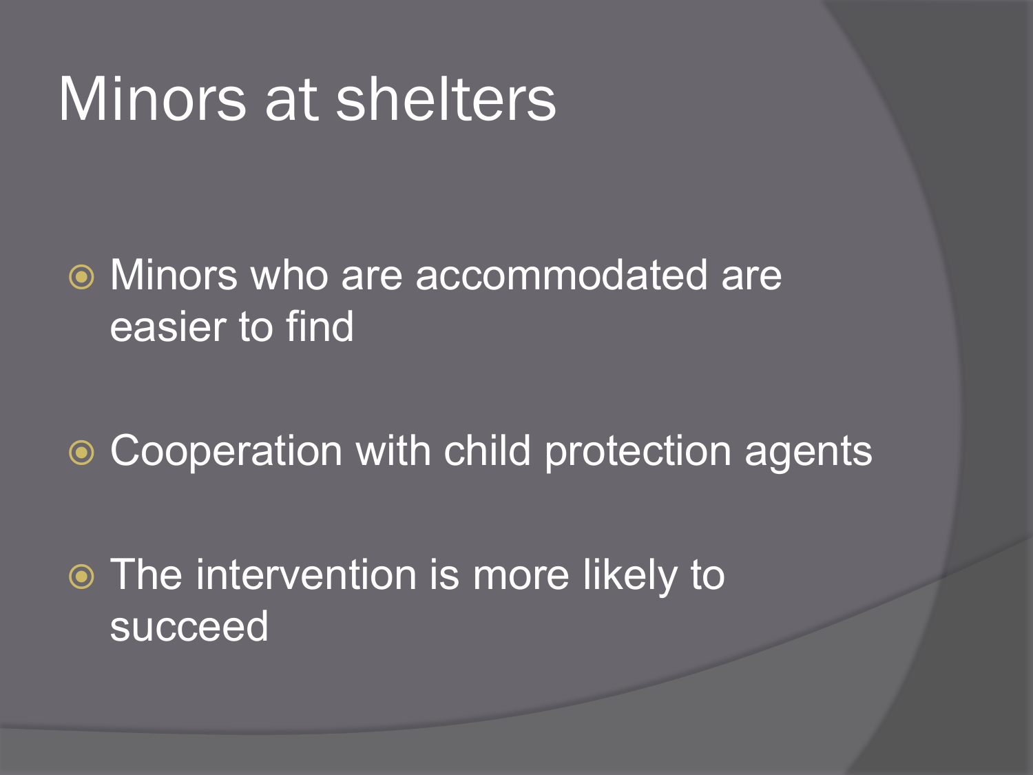# Minors at shelters

- Minors who are accommodated are easier to find
- Cooperation with child protection agents
- The intervention is more likely to succeed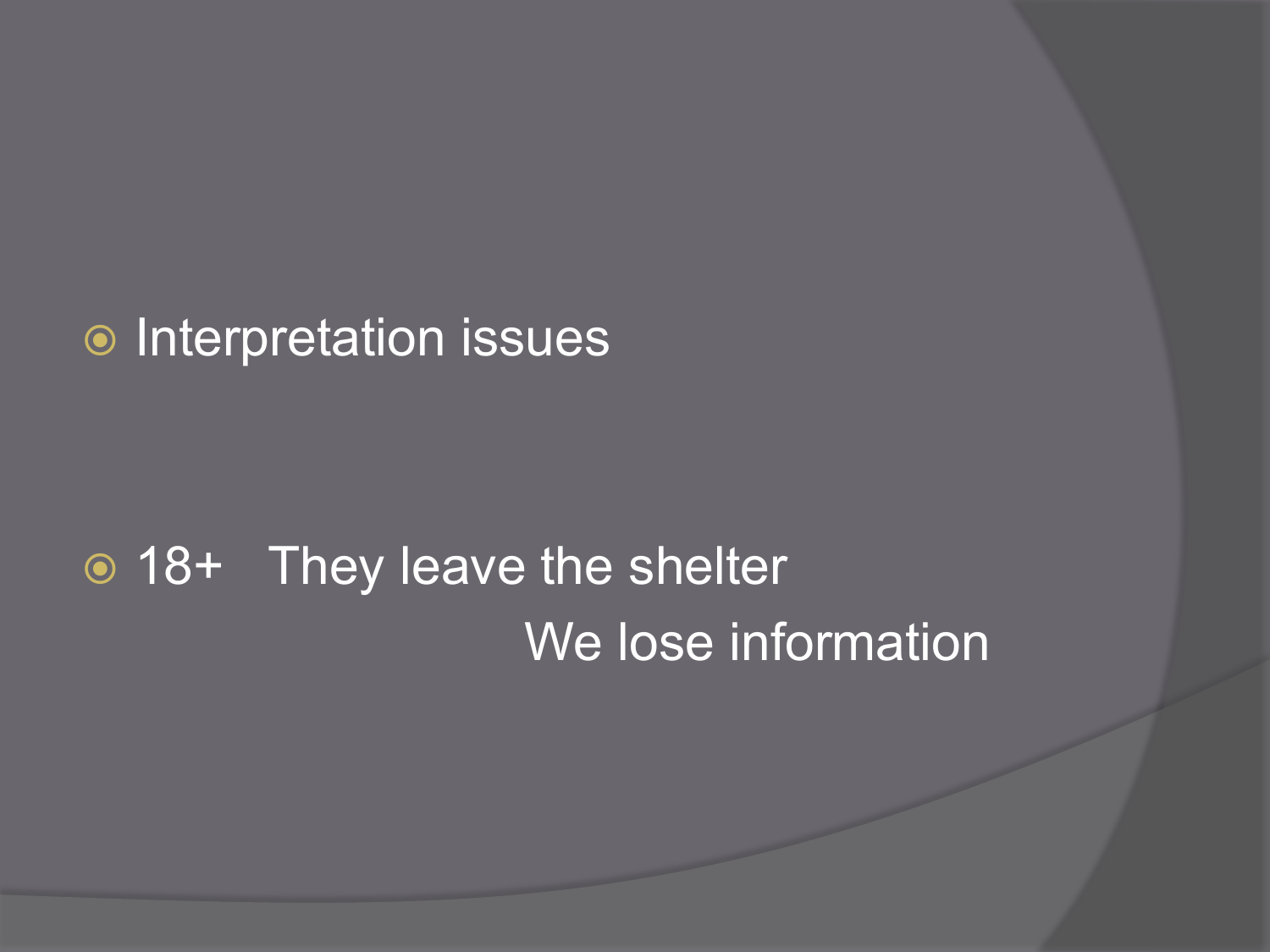- Interpretation issues

- 18+ They leave the shelter

  We lose information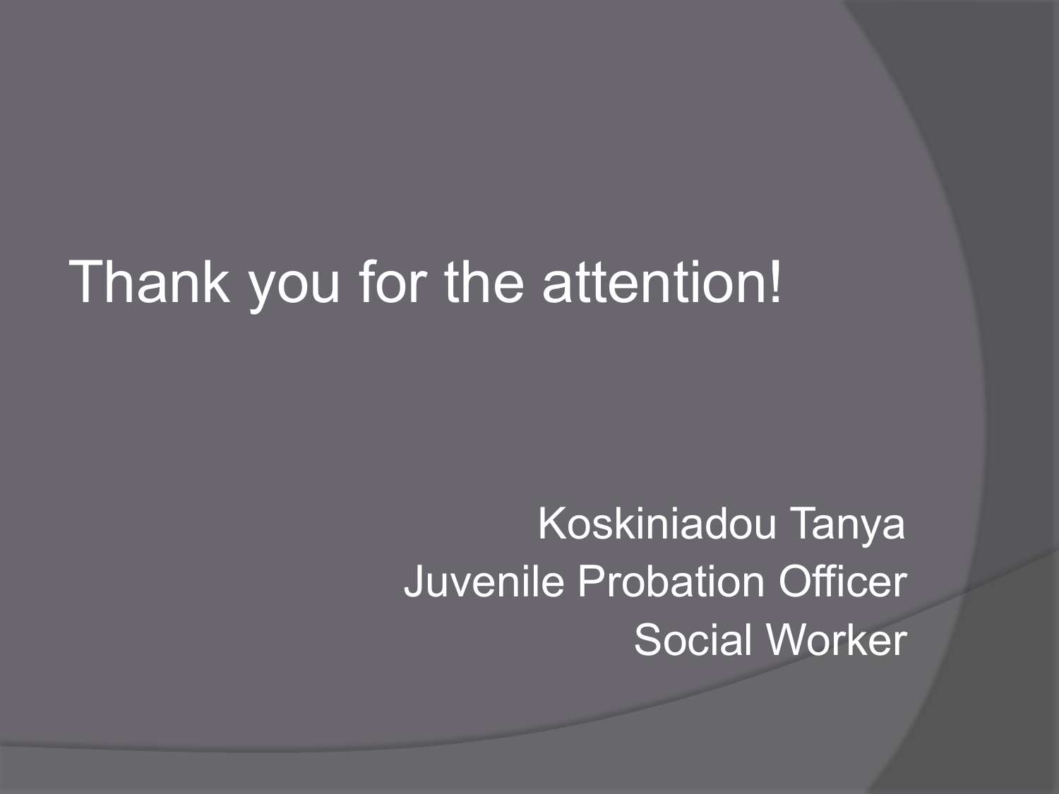# Thank you for the attention!

Koskiniadou Tanya
Juvenile Probation Officer
Social Worker